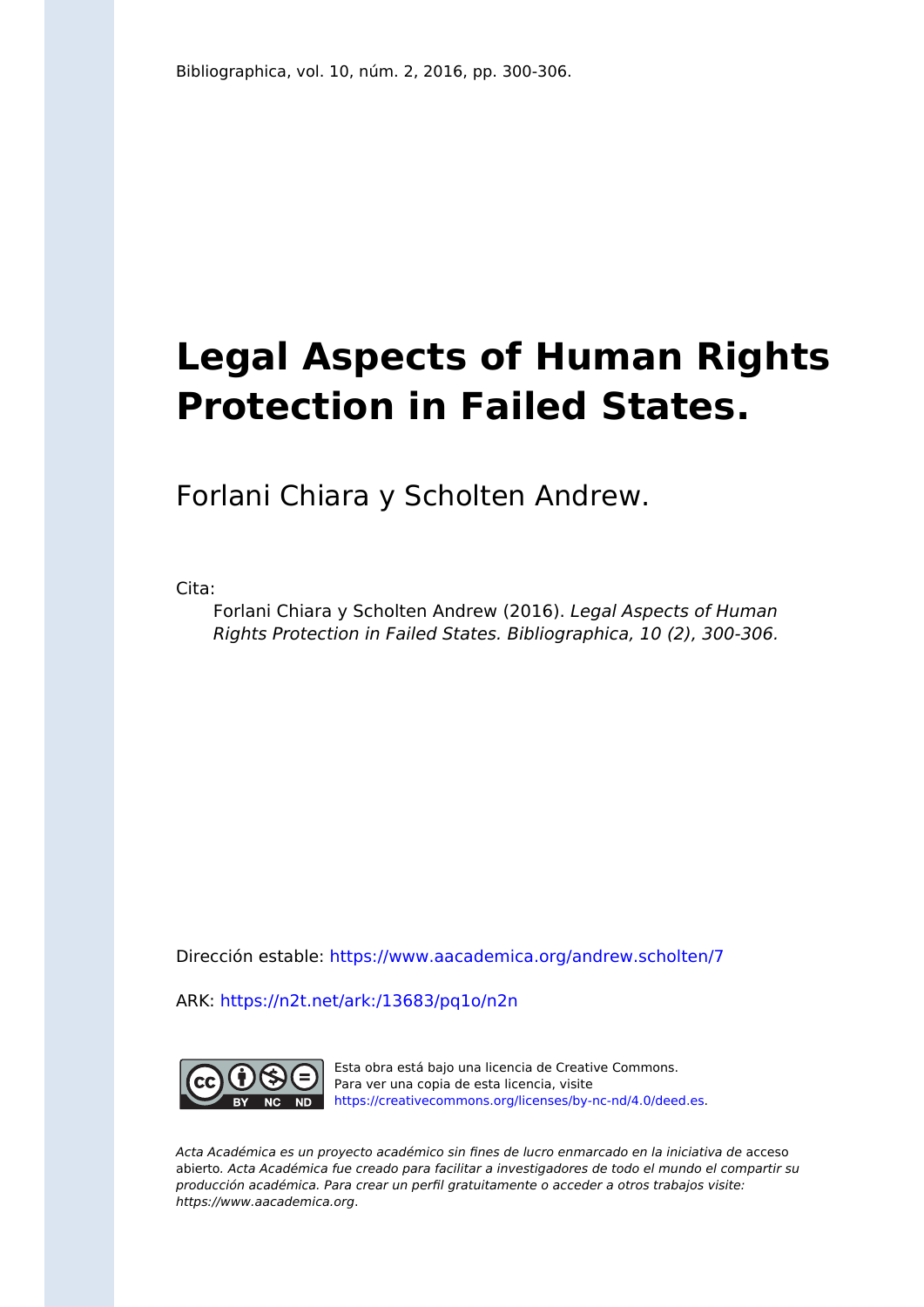Bibliographica, vol. 10, núm. 2, 2016, pp. 300-306.

# Legal Aspects of Human Rights Protection in Failed States.

Forlani Chiara y Scholten Andrew.

Cita:

> Forlani Chiara y Scholten Andrew (2016). *Legal Aspects of Human Rights Protection in Failed States. Bibliographica, 10 (2), 300-306.*

Dirección estable: https://www.aacademica.org/andrew.scholten/7

ARK: https://n2t.net/ark:/13683/pq1o/n2n

Esta obra está bajo una licencia de Creative Commons.
Para ver una copia de esta licencia, visite
https://creativecommons.org/licenses/by-nc-nd/4.0/deed.es.

*Acta Académica es un proyecto académico sin fines de lucro enmarcado en la iniciativa de* acceso abierto. *Acta Académica fue creado para facilitar a investigadores de todo el mundo el compartir su producción académica. Para crear un perfil gratuitamente o acceder a otros trabajos visite: https://www.aacademica.org.*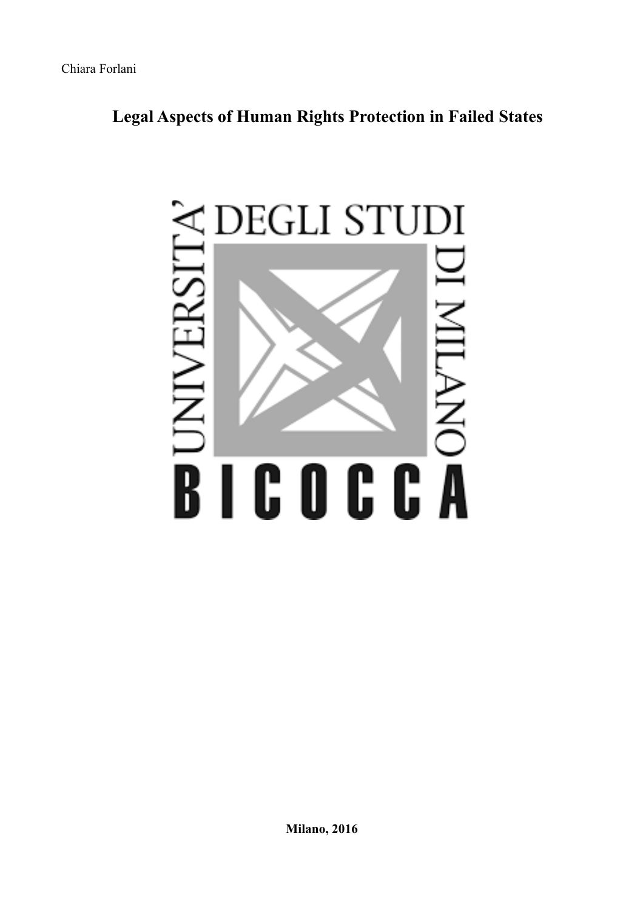Chiara Forlani

# Legal Aspects of Human Rights Protection in Failed States

UNIVERSITA' DEGLI STUDI DI MILANO

BICOCCA

**Milano, 2016**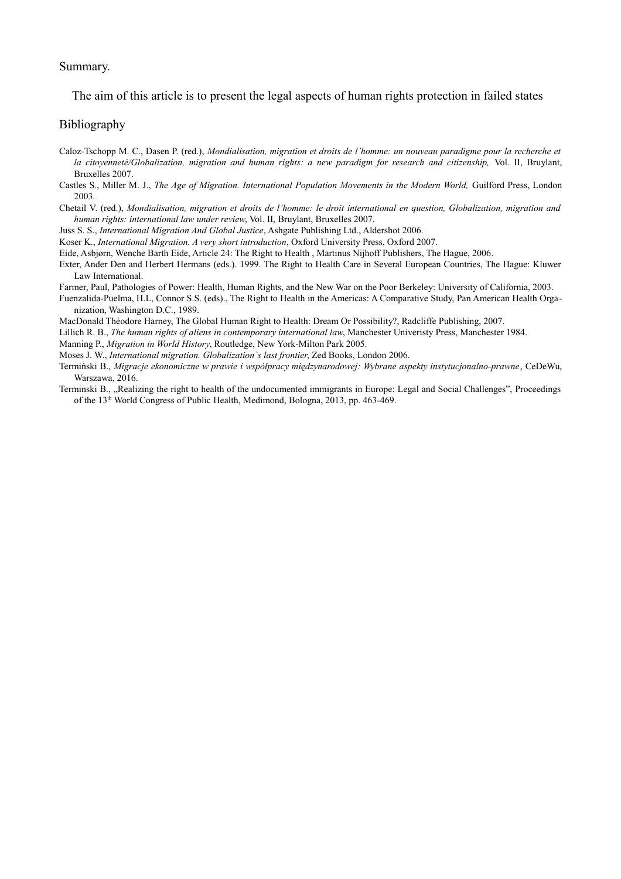Summary.

The aim of this article is to present the legal aspects of human rights protection in failed states

Bibliography

Caloz-Tschopp M. C., Dasen P. (red.), *Mondialisation, migration et droits de l'homme: un nouveau paradigme pour la recherche et la citoyenneté/Globalization, migration and human rights: a new paradigm for research and citizenship,* Vol. II, Bruylant, Bruxelles 2007.

Castles S., Miller M. J., *The Age of Migration. International Population Movements in the Modern World,* Guilford Press, London 2003.

Chetail V. (red.), *Mondialisation, migration et droits de l'homme: le droit international en question, Globalization, migration and human rights: international law under review*, Vol. II, Bruylant, Bruxelles 2007.

Juss S. S., *International Migration And Global Justice*, Ashgate Publishing Ltd., Aldershot 2006.

Koser K., *International Migration. A very short introduction*, Oxford University Press, Oxford 2007.

Eide, Asbjørn, Wenche Barth Eide, Article 24: The Right to Health , Martinus Nijhoff Publishers, The Hague, 2006.

Exter, Ander Den and Herbert Hermans (eds.). 1999. The Right to Health Care in Several European Countries, The Hague: Kluwer Law International.

Farmer, Paul, Pathologies of Power: Health, Human Rights, and the New War on the Poor Berkeley: University of California, 2003.

Fuenzalida-Puelma, H.L, Connor S.S. (eds)., The Right to Health in the Americas: A Comparative Study, Pan American Health Organization, Washington D.C., 1989.

MacDonald Théodore Harney, The Global Human Right to Health: Dream Or Possibility?, Radcliffe Publishing, 2007.

Lillich R. B., *The human rights of aliens in contemporary international law*, Manchester Univeristy Press, Manchester 1984.

Manning P., *Migration in World History*, Routledge, New York-Milton Park 2005.

Moses J. W., *International migration. Globalization`s last frontier*, Zed Books, London 2006.

Termiński B., *Migracje ekonomiczne w prawie i współpracy międzynarodowej: Wybrane aspekty instytucjonalno-prawne*, CeDeWu, Warszawa, 2016.

Terminski B., „Realizing the right to health of the undocumented immigrants in Europe: Legal and Social Challenges", Proceedings of the 13th World Congress of Public Health, Medimond, Bologna, 2013, pp. 463-469.